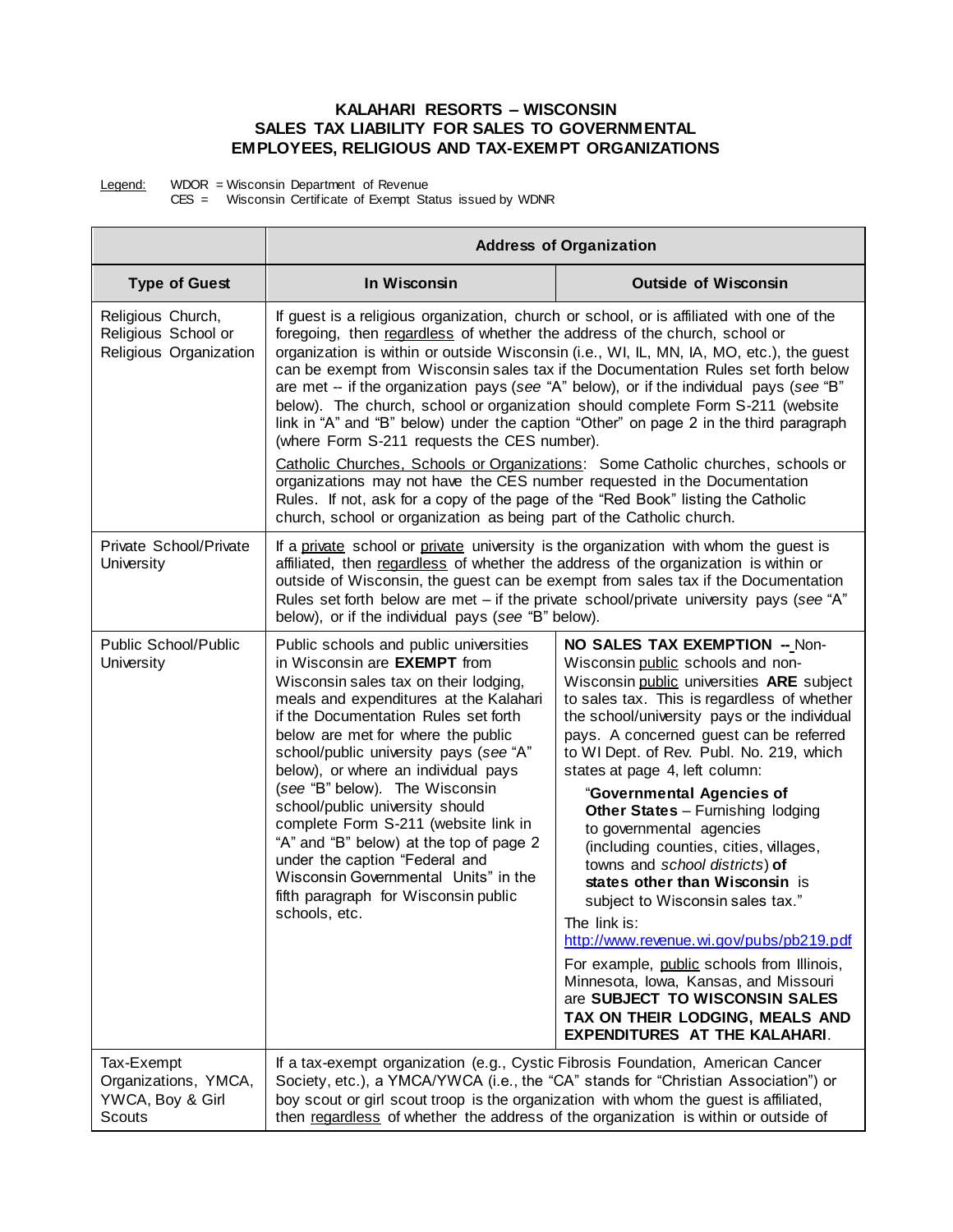**KALAHARI RESORTS – WISCONSIN**
**SALES TAX LIABILITY FOR SALES TO GOVERNMENTAL EMPLOYEES, RELIGIOUS AND TAX-EXEMPT ORGANIZATIONS**

Legend: WDOR = Wisconsin Department of Revenue
CES = Wisconsin Certificate of Exempt Status issued by WDNR

| | **Address of Organization** | |
|---|---|---|
| **Type of Guest** | **In Wisconsin** | **Outside of Wisconsin** |
| Religious Church, Religious School or Religious Organization | If guest is a religious organization, church or school, or is affiliated with one of the foregoing, then regardless of whether the address of the church, school or organization is within or outside Wisconsin (i.e., WI, IL, MN, IA, MO, etc.), the guest can be exempt from Wisconsin sales tax if the Documentation Rules set forth below are met -- if the organization pays (*see* "A" below), or if the individual pays (*see* "B" below). The church, school or organization should complete Form S-211 (website link in "A" and "B" below) under the caption "Other" on page 2 in the third paragraph (where Form S-211 requests the CES number).<br><br>Catholic Churches, Schools or Organizations: Some Catholic churches, schools or organizations may not have the CES number requested in the Documentation Rules. If not, ask for a copy of the page of the "Red Book" listing the Catholic church, school or organization as being part of the Catholic church. | |
| Private School/Private University | If a private school or private university is the organization with whom the guest is affiliated, then regardless of whether the address of the organization is within or outside of Wisconsin, the guest can be exempt from sales tax if the Documentation Rules set forth below are met – if the private school/private university pays (*see* "A" below), or if the individual pays (*see* "B" below). | |
| Public School/Public University | Public schools and public universities in Wisconsin are **EXEMPT** from Wisconsin sales tax on their lodging, meals and expenditures at the Kalahari if the Documentation Rules set forth below are met for where the public school/public university pays (*see* "A" below), or where an individual pays (*see* "B" below). The Wisconsin school/public university should complete Form S-211 (website link in "A" and "B" below) at the top of page 2 under the caption "Federal and Wisconsin Governmental Units" in the fifth paragraph for Wisconsin public schools, etc. | **NO SALES TAX EXEMPTION --** Non-Wisconsin public schools and non-Wisconsin public universities **ARE** subject to sales tax. This is regardless of whether the school/university pays or the individual pays. A concerned guest can be referred to WI Dept. of Rev. Publ. No. 219, which states at page 4, left column:<br><br>"**Governmental Agencies of Other States** – Furnishing lodging to governmental agencies (including counties, cities, villages, towns and *school districts*) **of states other than Wisconsin** is subject to Wisconsin sales tax."<br><br>The link is: http://www.revenue.wi.gov/pubs/pb219.pdf<br><br>For example, public schools from Illinois, Minnesota, Iowa, Kansas, and Missouri are **SUBJECT TO WISCONSIN SALES TAX ON THEIR LODGING, MEALS AND EXPENDITURES AT THE KALAHARI**. |
| Tax-Exempt Organizations, YMCA, YWCA, Boy & Girl Scouts | If a tax-exempt organization (e.g., Cystic Fibrosis Foundation, American Cancer Society, etc.), a YMCA/YWCA (i.e., the "CA" stands for "Christian Association") or boy scout or girl scout troop is the organization with whom the guest is affiliated, then regardless of whether the address of the organization is within or outside of | |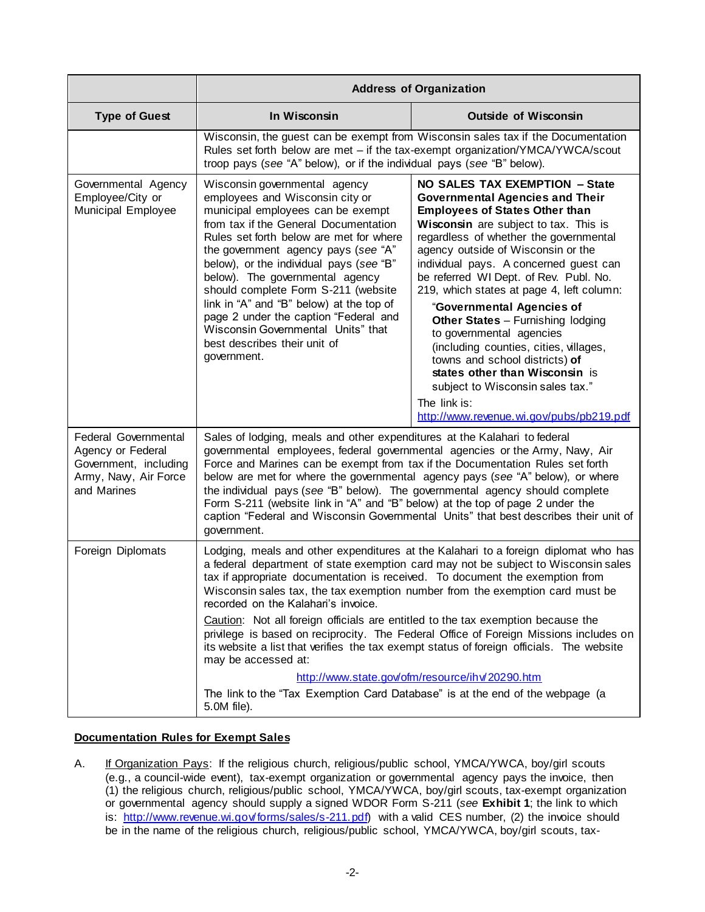| Type of Guest | Address of Organization | |
|---|---|---|
| | **In Wisconsin** | **Outside of Wisconsin** |
| | Wisconsin, the guest can be exempt from Wisconsin sales tax if the Documentation Rules set forth below are met – if the tax-exempt organization/YMCA/YWCA/scout troop pays (*see* "A" below), or if the individual pays (*see* "B" below). | |
| Governmental Agency Employee/City or Municipal Employee | Wisconsin governmental agency employees and Wisconsin city or municipal employees can be exempt from tax if the General Documentation Rules set forth below are met for where the government agency pays (*see* "A" below), or the individual pays (*see* "B" below). The governmental agency should complete Form S-211 (website link in "A" and "B" below) at the top of page 2 under the caption "Federal and Wisconsin Governmental Units" that best describes their unit of government. | **NO SALES TAX EXEMPTION – State Governmental Agencies and Their Employees of States Other than Wisconsin** are subject to tax. This is regardless of whether the governmental agency outside of Wisconsin or the individual pays. A concerned guest can be referred WI Dept. of Rev. Publ. No. 219, which states at page 4, left column: "**Governmental Agencies of Other States** – Furnishing lodging to governmental agencies (including counties, cities, villages, towns and school districts) **of states other than Wisconsin** is subject to Wisconsin sales tax." The link is: http://www.revenue.wi.gov/pubs/pb219.pdf |
| Federal Governmental Agency or Federal Government, including Army, Navy, Air Force and Marines | Sales of lodging, meals and other expenditures at the Kalahari to federal governmental employees, federal governmental agencies or the Army, Navy, Air Force and Marines can be exempt from tax if the Documentation Rules set forth below are met for where the governmental agency pays (*see* "A" below), or where the individual pays (*see* "B" below). The governmental agency should complete Form S-211 (website link in "A" and "B" below) at the top of page 2 under the caption "Federal and Wisconsin Governmental Units" that best describes their unit of government. | |
| Foreign Diplomats | Lodging, meals and other expenditures at the Kalahari to a foreign diplomat who has a federal department of state exemption card may not be subject to Wisconsin sales tax if appropriate documentation is received. To document the exemption from Wisconsin sales tax, the tax exemption number from the exemption card must be recorded on the Kalahari's invoice. <br><br> Caution: Not all foreign officials are entitled to the tax exemption because the privilege is based on reciprocity. The Federal Office of Foreign Missions includes on its website a list that verifies the tax exempt status of foreign officials. The website may be accessed at: <br><br> http://www.state.gov/ofm/resource/ihv/20290.htm <br><br> The link to the "Tax Exemption Card Database" is at the end of the webpage (a 5.0M file). | |

**Documentation Rules for Exempt Sales**

A. If Organization Pays: If the religious church, religious/public school, YMCA/YWCA, boy/girl scouts (e.g., a council-wide event), tax-exempt organization or governmental agency pays the invoice, then (1) the religious church, religious/public school, YMCA/YWCA, boy/girl scouts, tax-exempt organization or governmental agency should supply a signed WDOR Form S-211 (*see* **Exhibit 1**; the link to which is: http://www.revenue.wi.gov/forms/sales/s-211.pdf) with a valid CES number, (2) the invoice should be in the name of the religious church, religious/public school, YMCA/YWCA, boy/girl scouts, tax-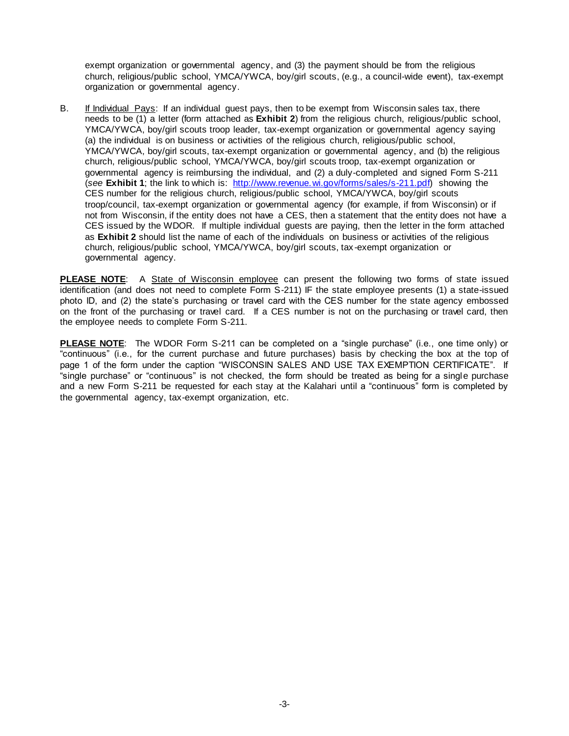exempt organization or governmental agency, and (3) the payment should be from the religious church, religious/public school, YMCA/YWCA, boy/girl scouts, (e.g., a council-wide event), tax-exempt organization or governmental agency.

B. If Individual Pays: If an individual guest pays, then to be exempt from Wisconsin sales tax, there needs to be (1) a letter (form attached as **Exhibit 2**) from the religious church, religious/public school, YMCA/YWCA, boy/girl scouts troop leader, tax-exempt organization or governmental agency saying (a) the individual is on business or activities of the religious church, religious/public school, YMCA/YWCA, boy/girl scouts, tax-exempt organization or governmental agency, and (b) the religious church, religious/public school, YMCA/YWCA, boy/girl scouts troop, tax-exempt organization or governmental agency is reimbursing the individual, and (2) a duly-completed and signed Form S-211 (*see* **Exhibit 1**; the link to which is: http://www.revenue.wi.gov/forms/sales/s-211.pdf) showing the CES number for the religious church, religious/public school, YMCA/YWCA, boy/girl scouts troop/council, tax-exempt organization or governmental agency (for example, if from Wisconsin) or if not from Wisconsin, if the entity does not have a CES, then a statement that the entity does not have a CES issued by the WDOR. If multiple individual guests are paying, then the letter in the form attached as **Exhibit 2** should list the name of each of the individuals on business or activities of the religious church, religious/public school, YMCA/YWCA, boy/girl scouts, tax-exempt organization or governmental agency.

**PLEASE NOTE**: A State of Wisconsin employee can present the following two forms of state issued identification (and does not need to complete Form S-211) IF the state employee presents (1) a state-issued photo ID, and (2) the state's purchasing or travel card with the CES number for the state agency embossed on the front of the purchasing or travel card. If a CES number is not on the purchasing or travel card, then the employee needs to complete Form S-211.

**PLEASE NOTE**: The WDOR Form S-211 can be completed on a "single purchase" (i.e., one time only) or "continuous" (i.e., for the current purchase and future purchases) basis by checking the box at the top of page 1 of the form under the caption "WISCONSIN SALES AND USE TAX EXEMPTION CERTIFICATE". If "single purchase" or "continuous" is not checked, the form should be treated as being for a single purchase and a new Form S-211 be requested for each stay at the Kalahari until a "continuous" form is completed by the governmental agency, tax-exempt organization, etc.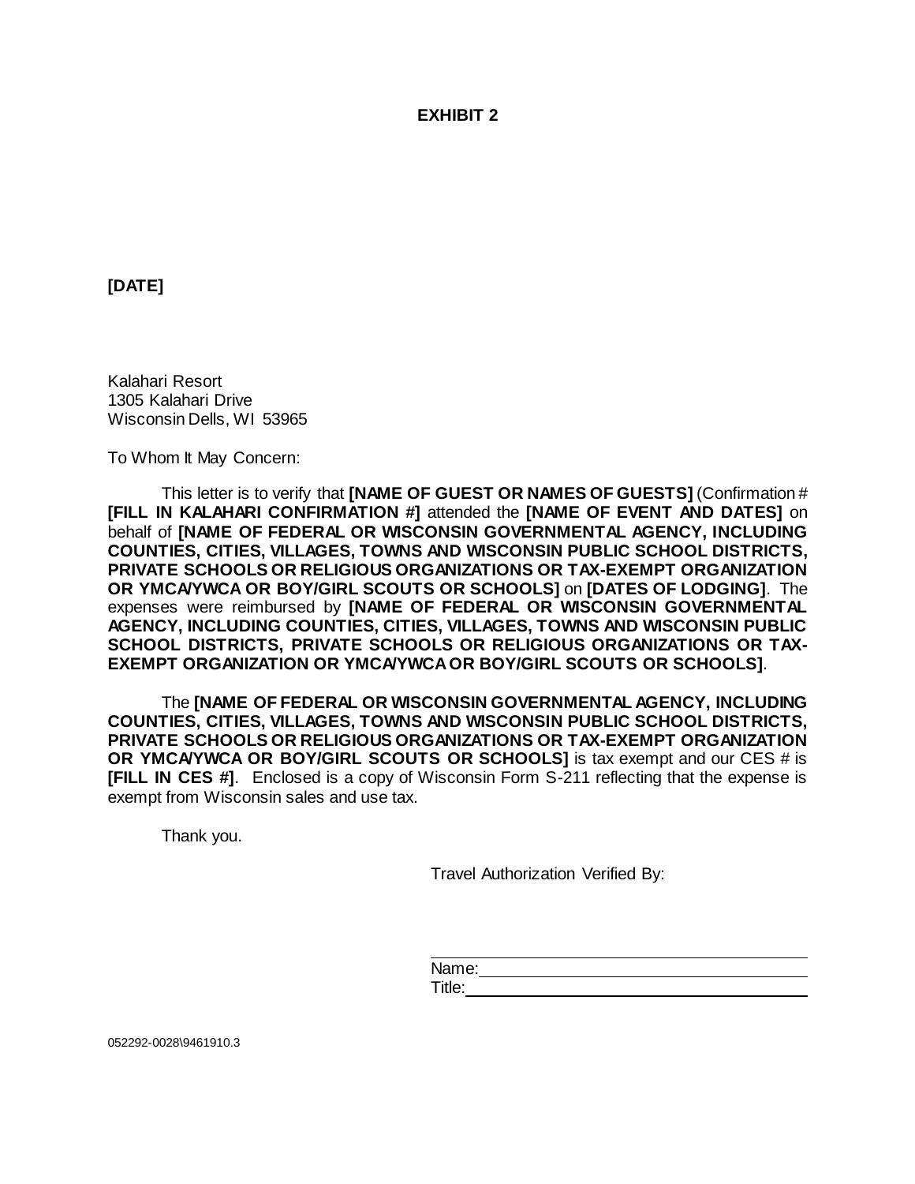## EXHIBIT 2

**[DATE]**

Kalahari Resort
1305 Kalahari Drive
Wisconsin Dells, WI 53965

To Whom It May Concern:

This letter is to verify that **[NAME OF GUEST OR NAMES OF GUESTS]** (Confirmation # **[FILL IN KALAHARI CONFIRMATION #]** attended the **[NAME OF EVENT AND DATES]** on behalf of **[NAME OF FEDERAL OR WISCONSIN GOVERNMENTAL AGENCY, INCLUDING COUNTIES, CITIES, VILLAGES, TOWNS AND WISCONSIN PUBLIC SCHOOL DISTRICTS, PRIVATE SCHOOLS OR RELIGIOUS ORGANIZATIONS OR TAX-EXEMPT ORGANIZATION OR YMCA/YWCA OR BOY/GIRL SCOUTS OR SCHOOLS]** on **[DATES OF LODGING]**. The expenses were reimbursed by **[NAME OF FEDERAL OR WISCONSIN GOVERNMENTAL AGENCY, INCLUDING COUNTIES, CITIES, VILLAGES, TOWNS AND WISCONSIN PUBLIC SCHOOL DISTRICTS, PRIVATE SCHOOLS OR RELIGIOUS ORGANIZATIONS OR TAX-EXEMPT ORGANIZATION OR YMCA/YWCA OR BOY/GIRL SCOUTS OR SCHOOLS]**.

The **[NAME OF FEDERAL OR WISCONSIN GOVERNMENTAL AGENCY, INCLUDING COUNTIES, CITIES, VILLAGES, TOWNS AND WISCONSIN PUBLIC SCHOOL DISTRICTS, PRIVATE SCHOOLS OR RELIGIOUS ORGANIZATIONS OR TAX-EXEMPT ORGANIZATION OR YMCA/YWCA OR BOY/GIRL SCOUTS OR SCHOOLS]** is tax exempt and our CES # is **[FILL IN CES #]**. Enclosed is a copy of Wisconsin Form S-211 reflecting that the expense is exempt from Wisconsin sales and use tax.

Thank you.

Travel Authorization Verified By:

\_\_\_\_\_\_\_\_\_\_\_\_\_\_\_\_\_\_\_\_\_\_\_\_\_\_\_\_\_\_\_\_\_\_\_\_
Name: \_\_\_\_\_\_\_\_\_\_\_\_\_\_\_\_\_\_\_\_\_\_\_\_\_\_\_\_\_\_
Title: \_\_\_\_\_\_\_\_\_\_\_\_\_\_\_\_\_\_\_\_\_\_\_\_\_\_\_\_\_\_\_

052292-0028\9461910.3